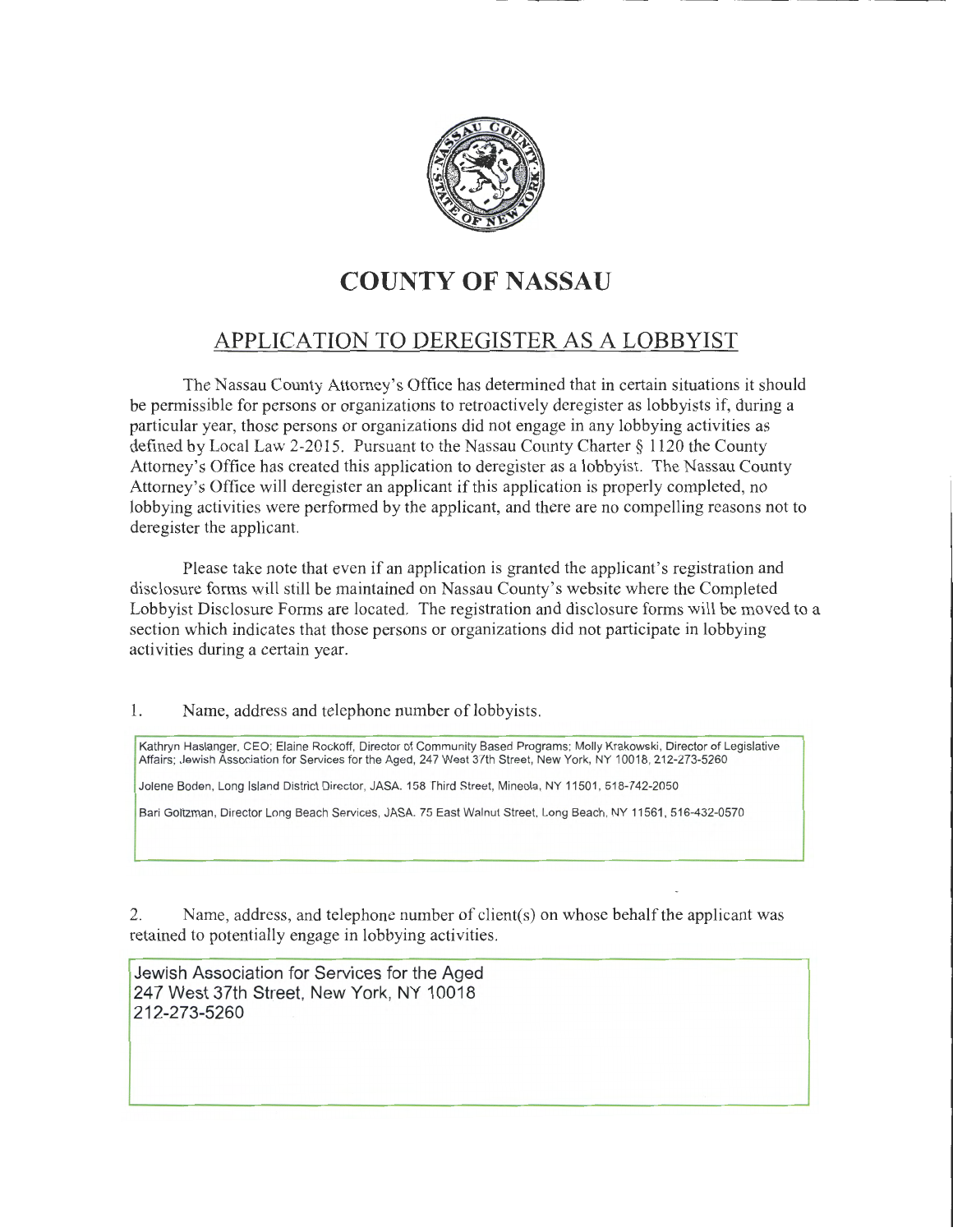# COUNTY OF NASSAU

## APPLICATION TO DEREGISTER AS A LOBBYIST

The Nassau County Attorney's Office has determined that in certain situations it should be permissible for persons or organizations to retroactively deregister as lobbyists if, during a particular year, those persons or organizations did not engage in any lobbying activities as defined by Local Law 2-2015. Pursuant to the Nassau County Charter § 1120 the County Attorney's Office has created this application to deregister as a lobbyist. The Nassau County Attorney's Office will deregister an applicant if this application is properly completed, no lobbying activities were performed by the applicant, and there are no compelling reasons not to deregister the applicant.

Please take note that even if an application is granted the applicant's registration and disclosure forms will still be maintained on Nassau County's website where the Completed Lobbyist Disclosure Forms are located. The registration and disclosure forms will be moved to a section which indicates that those persons or organizations did not participate in lobbying activities during a certain year.

1. Name, address and telephone number of lobbyists.

Kathryn Haslanger, CEO; Elaine Rockoff, Director of Community Based Programs; Molly Krakowski, Director of Legislative Affairs; Jewish Association for Services for the Aged, 247 West 37th Street, New York, NY 10018, 212-273-5260

Jolene Boden, Long Island District Director, JASA. 158 Third Street, Mineola, NY 11501, 518-742-2050

Bari Goltzman, Director Long Beach Services, JASA. 75 East Walnut Street, Long Beach, NY 11561, 516-432-0570

2. Name, address, and telephone number of client(s) on whose behalf the applicant was retained to potentially engage in lobbying activities.

Jewish Association for Services for the Aged
247 West 37th Street, New York, NY 10018
212-273-5260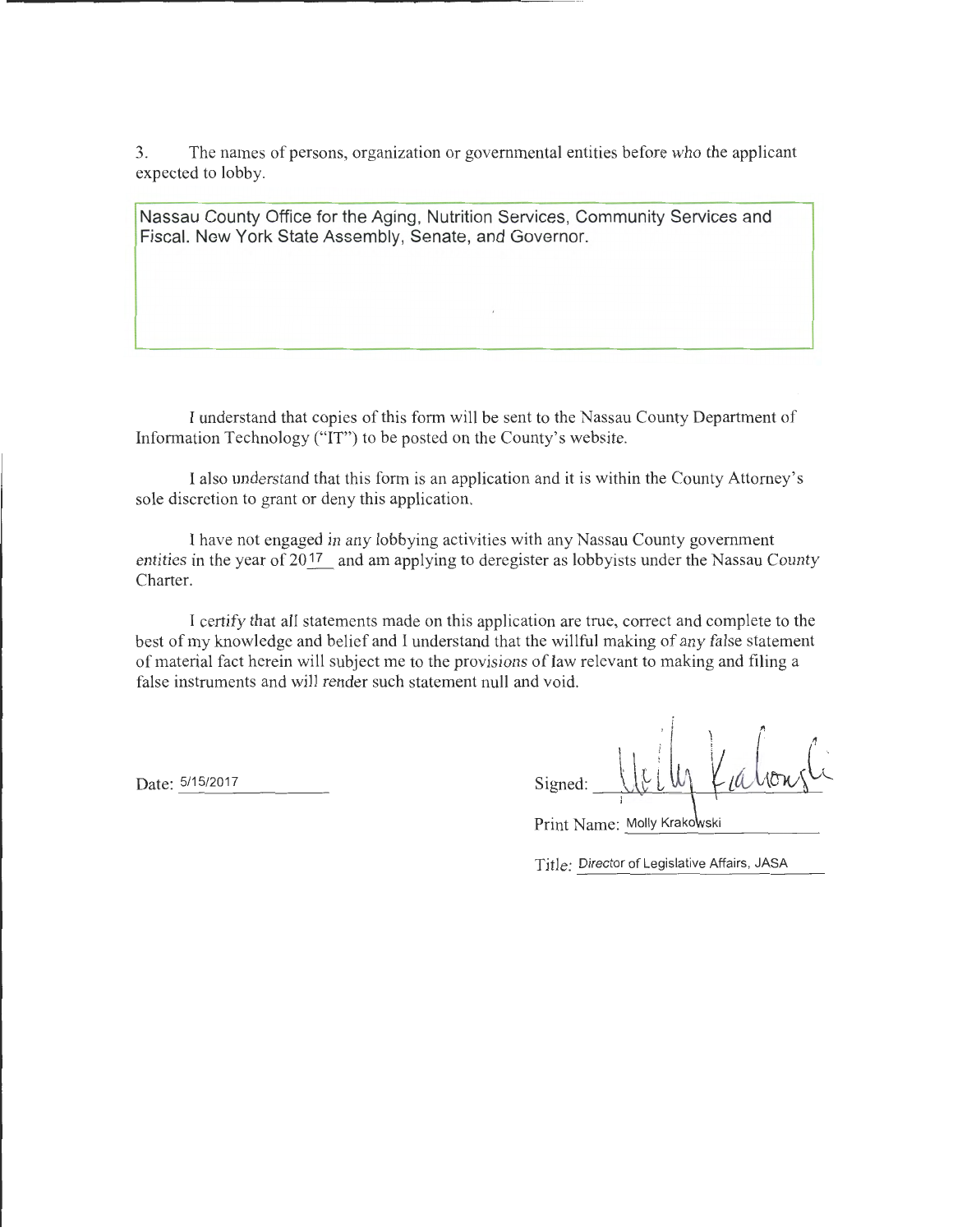3. The names of persons, organization or governmental entities before who the applicant expected to lobby.

Nassau County Office for the Aging, Nutrition Services, Community Services and Fiscal. New York State Assembly, Senate, and Governor.

I understand that copies of this form will be sent to the Nassau County Department of Information Technology ("IT") to be posted on the County's website.

I also understand that this form is an application and it is within the County Attorney's sole discretion to grant or deny this application.

I have not engaged in any lobbying activities with any Nassau County government entities in the year of 2017 and am applying to deregister as lobbyists under the Nassau County Charter.

I certify that all statements made on this application are true, correct and complete to the best of my knowledge and belief and I understand that the willful making of any false statement of material fact herein will subject me to the provisions of law relevant to making and filing a false instruments and will render such statement null and void.

Date: 5/15/2017

Signed: Molly Krakowski

Print Name: Molly Krakowski

Title: Director of Legislative Affairs, JASA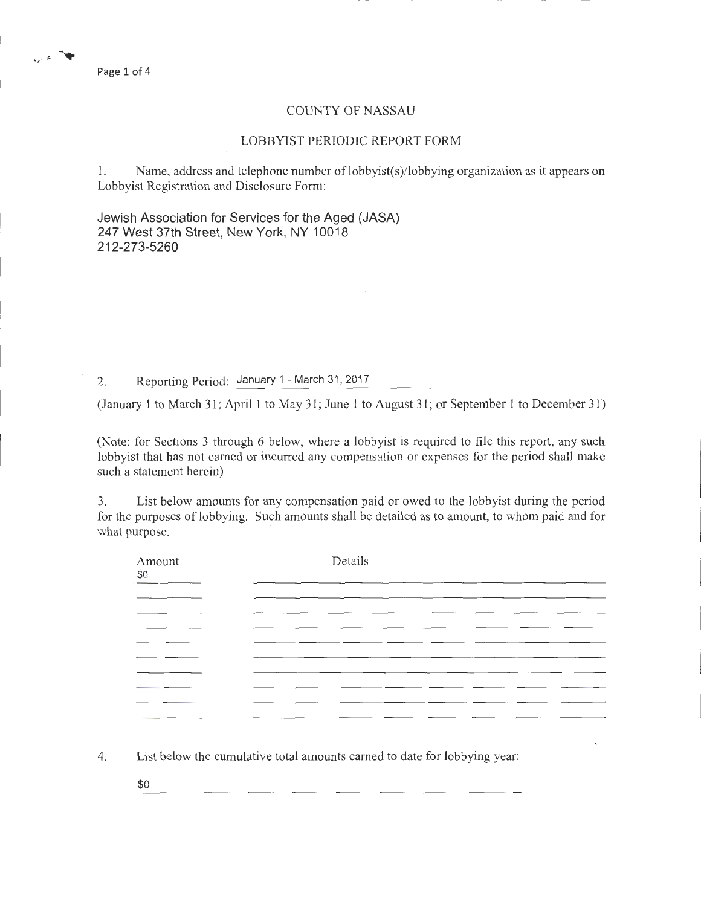# COUNTY OF NASSAU

## LOBBYIST PERIODIC REPORT FORM

1. Name, address and telephone number of lobbyist(s)/lobbying organization as it appears on Lobbyist Registration and Disclosure Form:

Jewish Association for Services for the Aged (JASA)
247 West 37th Street, New York, NY 10018
212-273-5260

2. Reporting Period: January 1 - March 31, 2017

(January 1 to March 31; April 1 to May 31; June 1 to August 31; or September 1 to December 31)

(Note: for Sections 3 through 6 below, where a lobbyist is required to file this report, any such lobbyist that has not earned or incurred any compensation or expenses for the period shall make such a statement herein)

3. List below amounts for any compensation paid or owed to the lobbyist during the period for the purposes of lobbying. Such amounts shall be detailed as to amount, to whom paid and for what purpose.

| Amount | Details |
| --- | --- |
| $0 | |

4. List below the cumulative total amounts earned to date for lobbying year:

$0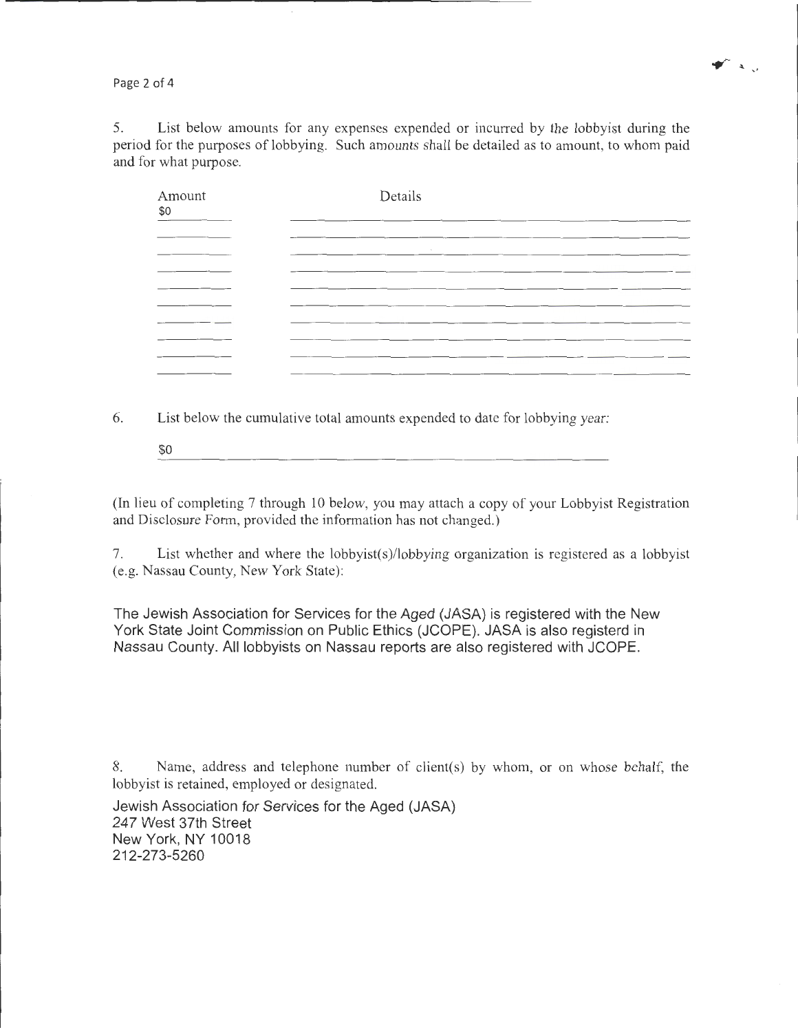5. List below amounts for any expenses expended or incurred by the lobbyist during the period for the purposes of lobbying. Such amounts shall be detailed as to amount, to whom paid and for what purpose.

| Amount | Details |
| --- | --- |
| $0 | |
| | |
| | |
| | |
| | |
| | |
| | |
| | |
| | |
| | |

6. List below the cumulative total amounts expended to date for lobbying year:

$0

(In lieu of completing 7 through 10 below, you may attach a copy of your Lobbyist Registration and Disclosure Form, provided the information has not changed.)

7. List whether and where the lobbyist(s)/lobbying organization is registered as a lobbyist (e.g. Nassau County, New York State):

The Jewish Association for Services for the Aged (JASA) is registered with the New York State Joint Commission on Public Ethics (JCOPE). JASA is also registerd in Nassau County. All lobbyists on Nassau reports are also registered with JCOPE.

8. Name, address and telephone number of client(s) by whom, or on whose behalf, the lobbyist is retained, employed or designated.

Jewish Association for Services for the Aged (JASA)
247 West 37th Street
New York, NY 10018
212-273-5260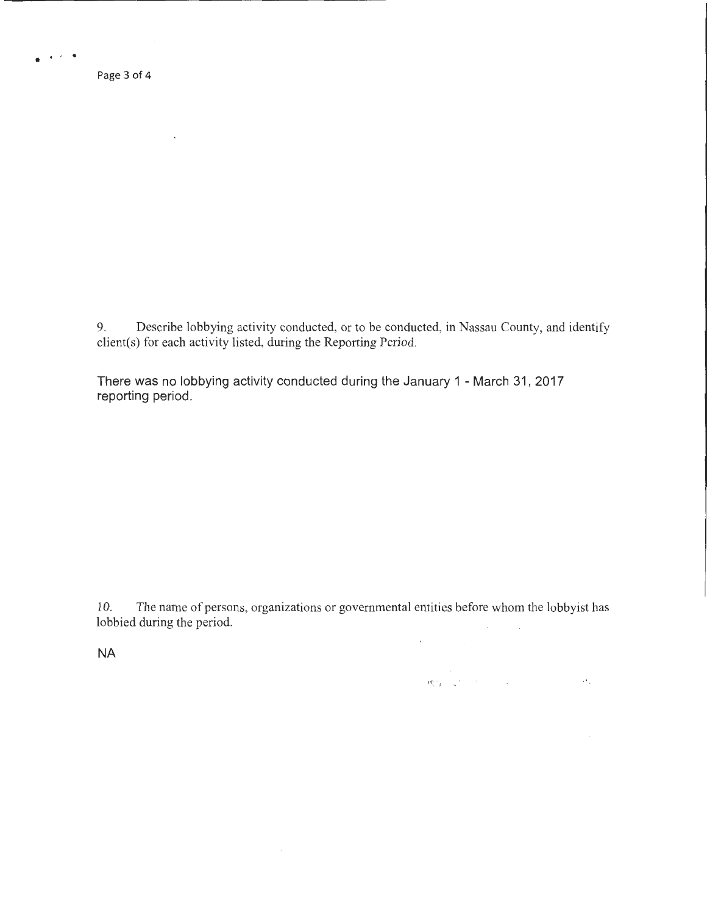9. Describe lobbying activity conducted, or to be conducted, in Nassau County, and identify client(s) for each activity listed, during the Reporting Period.

There was no lobbying activity conducted during the January 1 - March 31, 2017 reporting period.

10. The name of persons, organizations or governmental entities before whom the lobbyist has lobbied during the period.

NA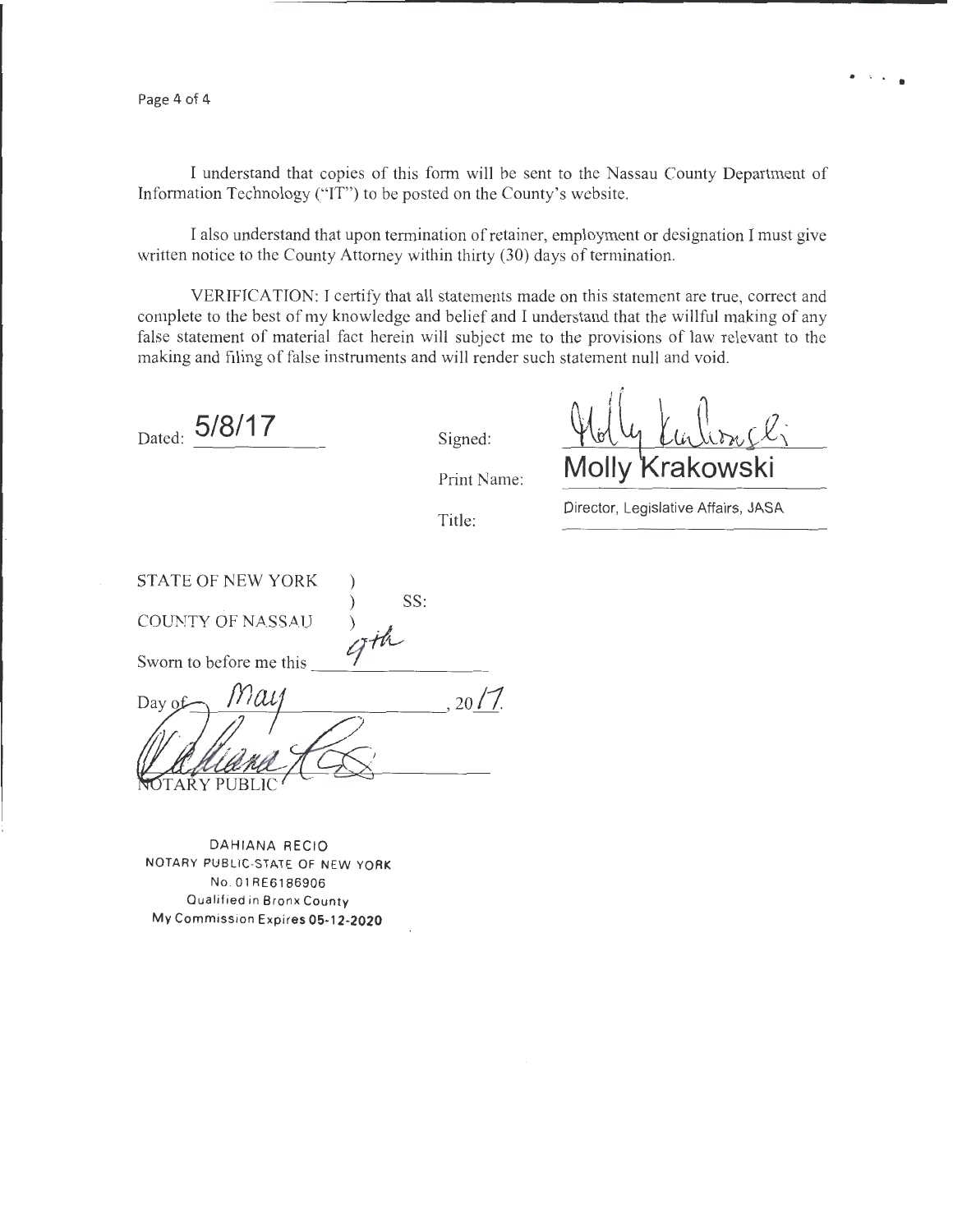I understand that copies of this form will be sent to the Nassau County Department of Information Technology ("IT") to be posted on the County's website.

I also understand that upon termination of retainer, employment or designation I must give written notice to the County Attorney within thirty (30) days of termination.

VERIFICATION: I certify that all statements made on this statement are true, correct and complete to the best of my knowledge and belief and I understand that the willful making of any false statement of material fact herein will subject me to the provisions of law relevant to the making and filing of false instruments and will render such statement null and void.

Dated: 5/8/17

Signed: Molly Krakowski

Print Name: Molly Krakowski

Title: Director, Legislative Affairs, JASA

STATE OF NEW YORK )
) SS:
COUNTY OF NASSAU )

Sworn to before me this 9th

Day of May, 2017.

NOTARY PUBLIC

DAHIANA RECIO
NOTARY PUBLIC-STATE OF NEW YORK
No. 01RE6186906
Qualified in Bronx County
My Commission Expires 05-12-2020